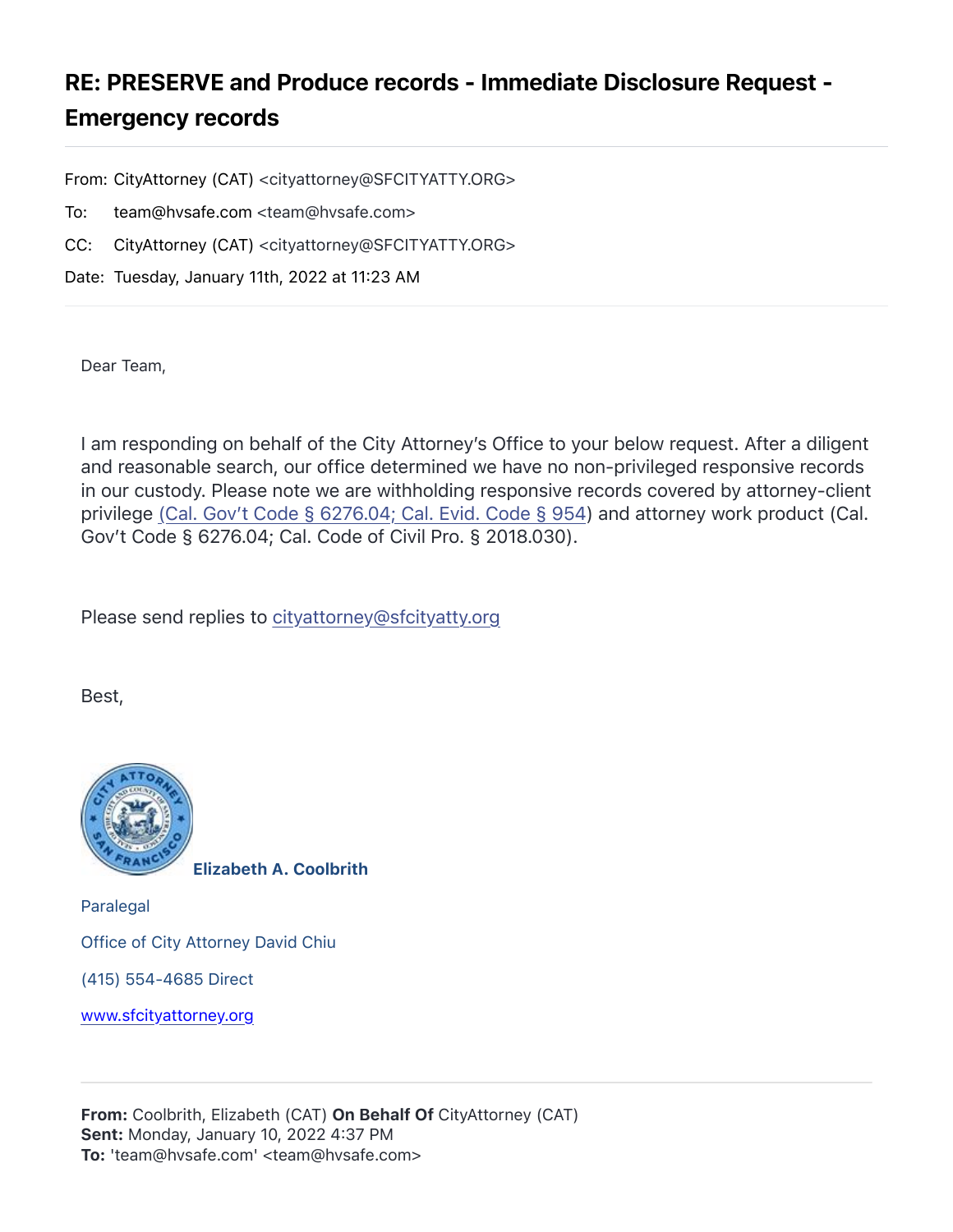# RE: PRESERVE and Produce records - Immediate Disclosure Request - Emergency records

From: CityAttorney (CAT) <cityattorney@SFCITYATTY.ORG>

To: team@hvsafe.com <team@hvsafe.com>

CC: CityAttorney (CAT) <cityattorney@SFCITYATTY.ORG>

Date: Tuesday, January 11th, 2022 at 11:23 AM

---

Dear Team,

I am responding on behalf of the City Attorney's Office to your below request. After a diligent and reasonable search, our office determined we have no non-privileged responsive records in our custody. Please note we are withholding responsive records covered by attorney-client privilege (Cal. Gov't Code § 6276.04; Cal. Evid. Code § 954) and attorney work product (Cal. Gov't Code § 6276.04; Cal. Code of Civil Pro. § 2018.030).

Please send replies to cityattorney@sfcityatty.org

Best,

**Elizabeth A. Coolbrith**

Paralegal

Office of City Attorney David Chiu

(415) 554-4685 Direct

www.sfcityattorney.org

---

**From:** Coolbrith, Elizabeth (CAT) **On Behalf Of** CityAttorney (CAT)
**Sent:** Monday, January 10, 2022 4:37 PM
**To:** 'team@hvsafe.com' <team@hvsafe.com>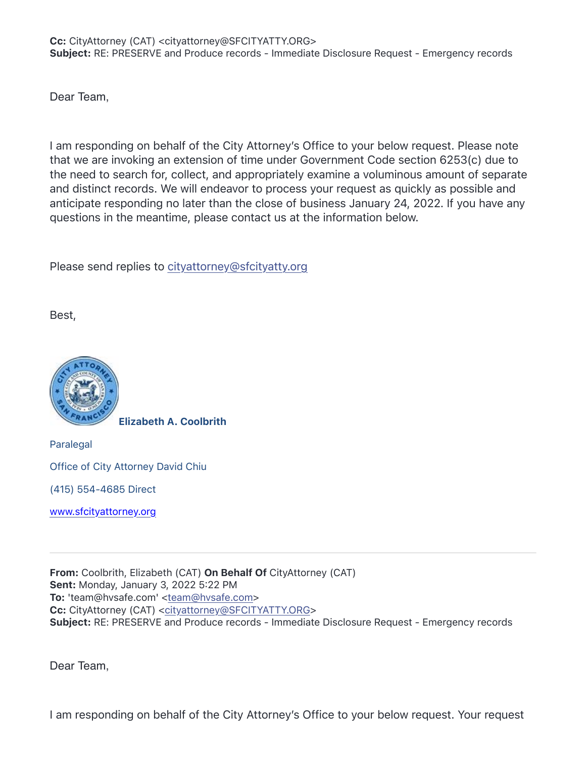**Cc:** CityAttorney (CAT) <cityattorney@SFCITYATTY.ORG>
**Subject:** RE: PRESERVE and Produce records - Immediate Disclosure Request - Emergency records

Dear Team,

I am responding on behalf of the City Attorney's Office to your below request. Please note that we are invoking an extension of time under Government Code section 6253(c) due to the need to search for, collect, and appropriately examine a voluminous amount of separate and distinct records. We will endeavor to process your request as quickly as possible and anticipate responding no later than the close of business January 24, 2022. If you have any questions in the meantime, please contact us at the information below.

Please send replies to cityattorney@sfcityatty.org

Best,

**Elizabeth A. Coolbrith**

Paralegal

Office of City Attorney David Chiu

(415) 554-4685 Direct

www.sfcityattorney.org

---

**From:** Coolbrith, Elizabeth (CAT) **On Behalf Of** CityAttorney (CAT)
**Sent:** Monday, January 3, 2022 5:22 PM
**To:** 'team@hvsafe.com' <team@hvsafe.com>
**Cc:** CityAttorney (CAT) <cityattorney@SFCITYATTY.ORG>
**Subject:** RE: PRESERVE and Produce records - Immediate Disclosure Request - Emergency records

Dear Team,

I am responding on behalf of the City Attorney's Office to your below request. Your request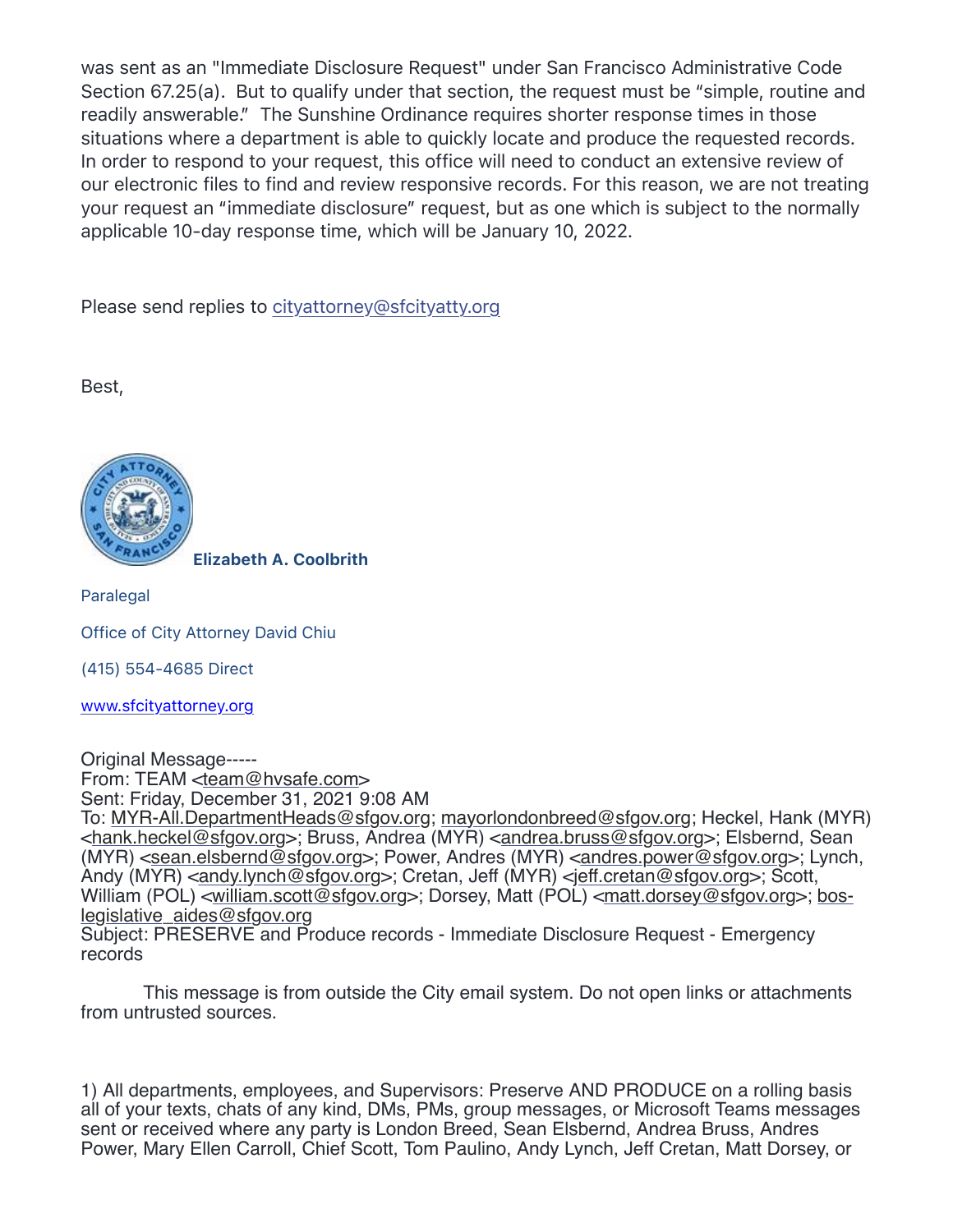was sent as an "Immediate Disclosure Request" under San Francisco Administrative Code Section 67.25(a). But to qualify under that section, the request must be "simple, routine and readily answerable." The Sunshine Ordinance requires shorter response times in those situations where a department is able to quickly locate and produce the requested records. In order to respond to your request, this office will need to conduct an extensive review of our electronic files to find and review responsive records. For this reason, we are not treating your request an "immediate disclosure" request, but as one which is subject to the normally applicable 10-day response time, which will be January 10, 2022.

Please send replies to cityattorney@sfcityatty.org

Best,

**Elizabeth A. Coolbrith**

Paralegal

Office of City Attorney David Chiu

(415) 554-4685 Direct

www.sfcityattorney.org

Original Message-----
From: TEAM <team@hvsafe.com>
Sent: Friday, December 31, 2021 9:08 AM
To: MYR-All.DepartmentHeads@sfgov.org; mayorlondonbreed@sfgov.org; Heckel, Hank (MYR) <hank.heckel@sfgov.org>; Bruss, Andrea (MYR) <andrea.bruss@sfgov.org>; Elsbernd, Sean (MYR) <sean.elsbernd@sfgov.org>; Power, Andres (MYR) <andres.power@sfgov.org>; Lynch, Andy (MYR) <andy.lynch@sfgov.org>; Cretan, Jeff (MYR) <jeff.cretan@sfgov.org>; Scott, William (POL) <william.scott@sfgov.org>; Dorsey, Matt (POL) <matt.dorsey@sfgov.org>; bos-legislative_aides@sfgov.org
Subject: PRESERVE and Produce records - Immediate Disclosure Request - Emergency records

This message is from outside the City email system. Do not open links or attachments from untrusted sources.

1) All departments, employees, and Supervisors: Preserve AND PRODUCE on a rolling basis all of your texts, chats of any kind, DMs, PMs, group messages, or Microsoft Teams messages sent or received where any party is London Breed, Sean Elsbernd, Andrea Bruss, Andres Power, Mary Ellen Carroll, Chief Scott, Tom Paulino, Andy Lynch, Jeff Cretan, Matt Dorsey, or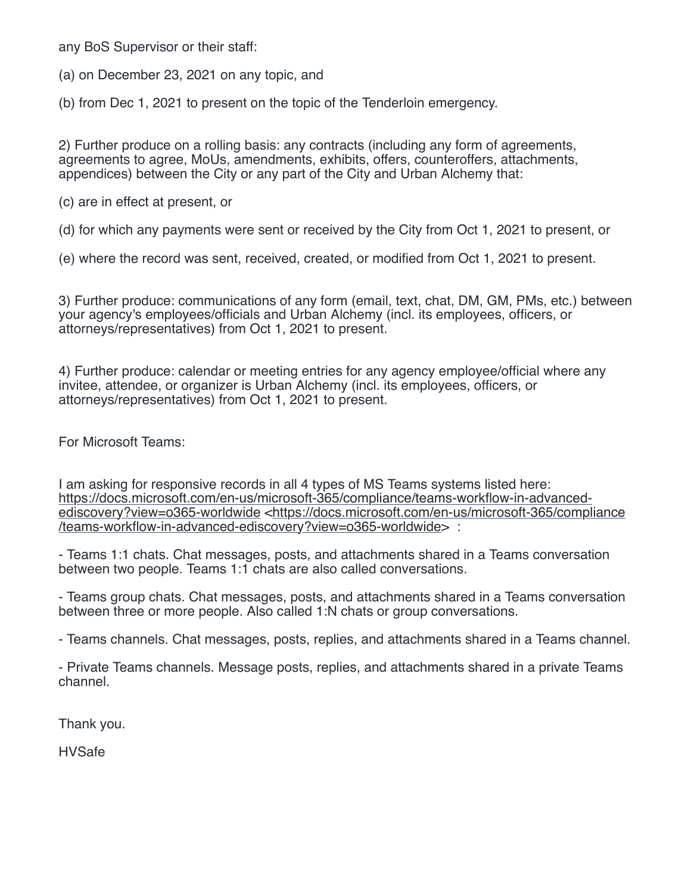any BoS Supervisor or their staff:

(a) on December 23, 2021 on any topic, and

(b) from Dec 1, 2021 to present on the topic of the Tenderloin emergency.

2) Further produce on a rolling basis: any contracts (including any form of agreements, agreements to agree, MoUs, amendments, exhibits, offers, counteroffers, attachments, appendices) between the City or any part of the City and Urban Alchemy that:

(c) are in effect at present, or

(d) for which any payments were sent or received by the City from Oct 1, 2021 to present, or

(e) where the record was sent, received, created, or modified from Oct 1, 2021 to present.

3) Further produce: communications of any form (email, text, chat, DM, GM, PMs, etc.) between your agency's employees/officials and Urban Alchemy (incl. its employees, officers, or attorneys/representatives) from Oct 1, 2021 to present.

4) Further produce: calendar or meeting entries for any agency employee/official where any invitee, attendee, or organizer is Urban Alchemy (incl. its employees, officers, or attorneys/representatives) from Oct 1, 2021 to present.

For Microsoft Teams:

I am asking for responsive records in all 4 types of MS Teams systems listed here: https://docs.microsoft.com/en-us/microsoft-365/compliance/teams-workflow-in-advanced-ediscovery?view=o365-worldwide <https://docs.microsoft.com/en-us/microsoft-365/compliance/teams-workflow-in-advanced-ediscovery?view=o365-worldwide> :

- Teams 1:1 chats. Chat messages, posts, and attachments shared in a Teams conversation between two people. Teams 1:1 chats are also called conversations.

- Teams group chats. Chat messages, posts, and attachments shared in a Teams conversation between three or more people. Also called 1:N chats or group conversations.

- Teams channels. Chat messages, posts, replies, and attachments shared in a Teams channel.

- Private Teams channels. Message posts, replies, and attachments shared in a private Teams channel.

Thank you.

HVSafe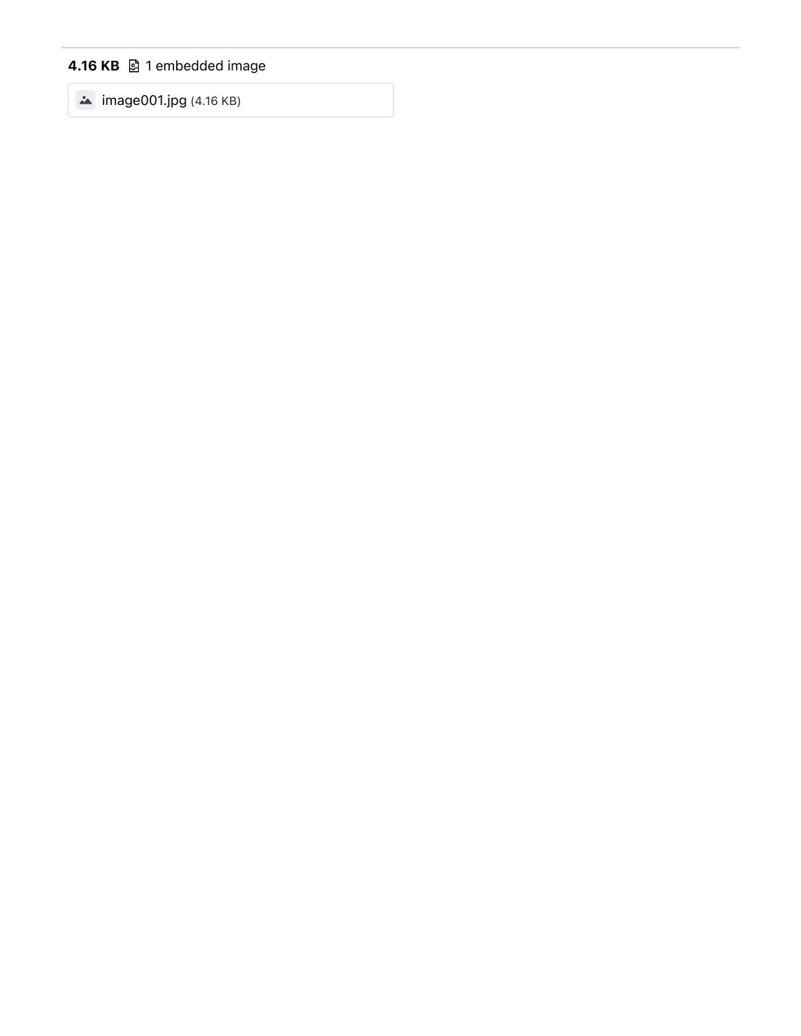**4.16 KB** 1 embedded image

image001.jpg (4.16 KB)